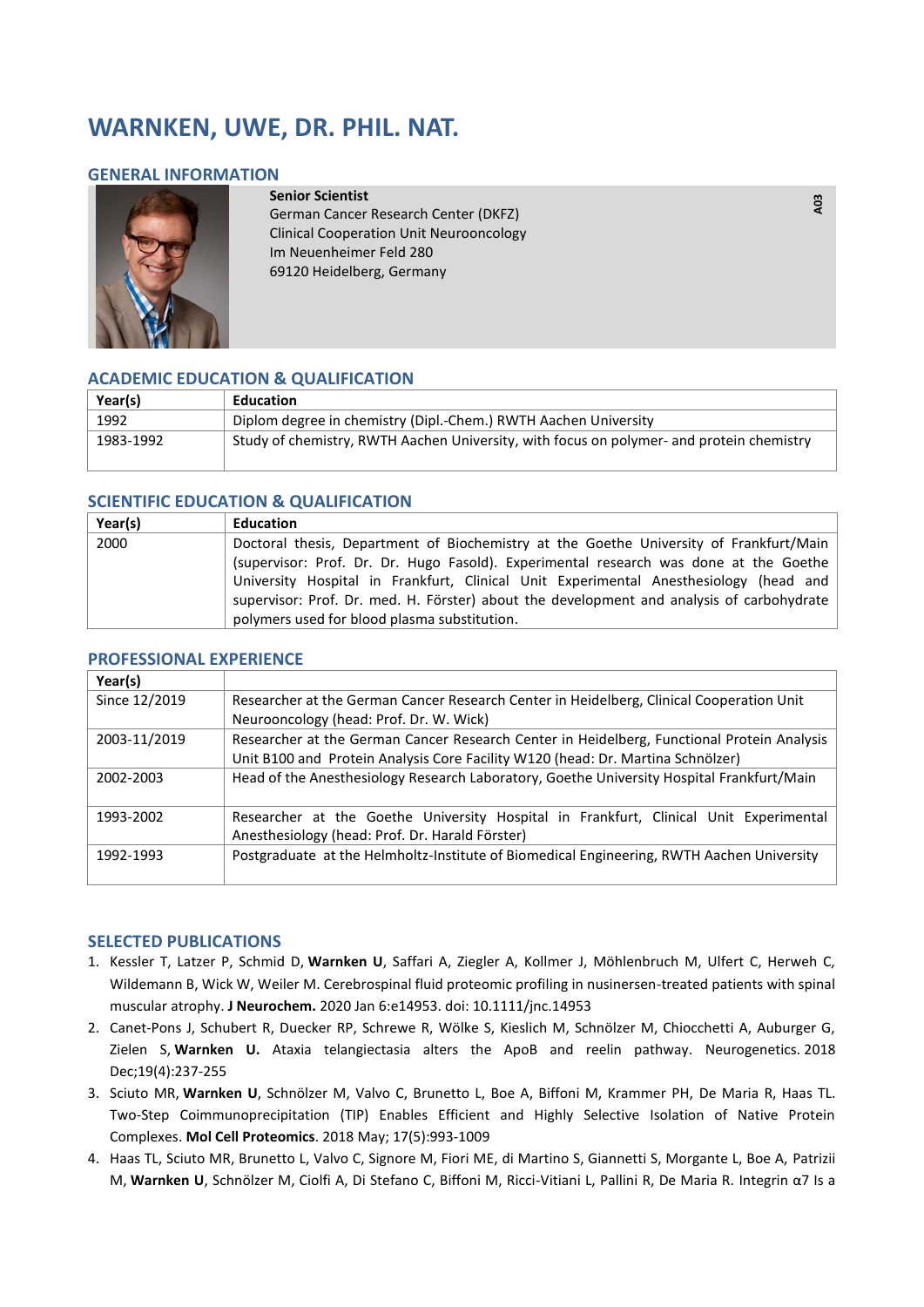# WARNKEN, UWE, DR. PHIL. NAT.

## GENERAL INFORMATION

**Senior Scientist**
German Cancer Research Center (DKFZ)
Clinical Cooperation Unit Neurooncology
Im Neuenheimer Feld 280
69120 Heidelberg, Germany

**A03**

## ACADEMIC EDUCATION & QUALIFICATION

| Year(s) | Education |
|---|---|
| 1992 | Diplom degree in chemistry (Dipl.-Chem.) RWTH Aachen University |
| 1983-1992 | Study of chemistry, RWTH Aachen University, with focus on polymer- and protein chemistry |

## SCIENTIFIC EDUCATION & QUALIFICATION

| Year(s) | Education |
|---|---|
| 2000 | Doctoral thesis, Department of Biochemistry at the Goethe University of Frankfurt/Main (supervisor: Prof. Dr. Dr. Hugo Fasold). Experimental research was done at the Goethe University Hospital in Frankfurt, Clinical Unit Experimental Anesthesiology (head and supervisor: Prof. Dr. med. H. Förster) about the development and analysis of carbohydrate polymers used for blood plasma substitution. |

## PROFESSIONAL EXPERIENCE

| Year(s) | |
|---|---|
| Since 12/2019 | Researcher at the German Cancer Research Center in Heidelberg, Clinical Cooperation Unit Neurooncology (head: Prof. Dr. W. Wick) |
| 2003-11/2019 | Researcher at the German Cancer Research Center in Heidelberg, Functional Protein Analysis Unit B100 and Protein Analysis Core Facility W120 (head: Dr. Martina Schnölzer) |
| 2002-2003 | Head of the Anesthesiology Research Laboratory, Goethe University Hospital Frankfurt/Main |
| 1993-2002 | Researcher at the Goethe University Hospital in Frankfurt, Clinical Unit Experimental Anesthesiology (head: Prof. Dr. Harald Förster) |
| 1992-1993 | Postgraduate at the Helmholtz-Institute of Biomedical Engineering, RWTH Aachen University |

## SELECTED PUBLICATIONS

1. Kessler T, Latzer P, Schmid D, **Warnken U**, Saffari A, Ziegler A, Kollmer J, Möhlenbruch M, Ulfert C, Herweh C, Wildemann B, Wick W, Weiler M. Cerebrospinal fluid proteomic profiling in nusinersen-treated patients with spinal muscular atrophy. **J Neurochem.** 2020 Jan 6:e14953. doi: 10.1111/jnc.14953
2. Canet-Pons J, Schubert R, Duecker RP, Schrewe R, Wölke S, Kieslich M, Schnölzer M, Chiocchetti A, Auburger G, Zielen S, **Warnken U.** Ataxia telangiectasia alters the ApoB and reelin pathway. Neurogenetics. 2018 Dec;19(4):237-255
3. Sciuto MR, **Warnken U**, Schnölzer M, Valvo C, Brunetto L, Boe A, Biffoni M, Krammer PH, De Maria R, Haas TL. Two-Step Coimmunoprecipitation (TIP) Enables Efficient and Highly Selective Isolation of Native Protein Complexes. **Mol Cell Proteomics**. 2018 May; 17(5):993-1009
4. Haas TL, Sciuto MR, Brunetto L, Valvo C, Signore M, Fiori ME, di Martino S, Giannetti S, Morgante L, Boe A, Patrizii M, **Warnken U**, Schnölzer M, Ciolfi A, Di Stefano C, Biffoni M, Ricci-Vitiani L, Pallini R, De Maria R. Integrin α7 Is a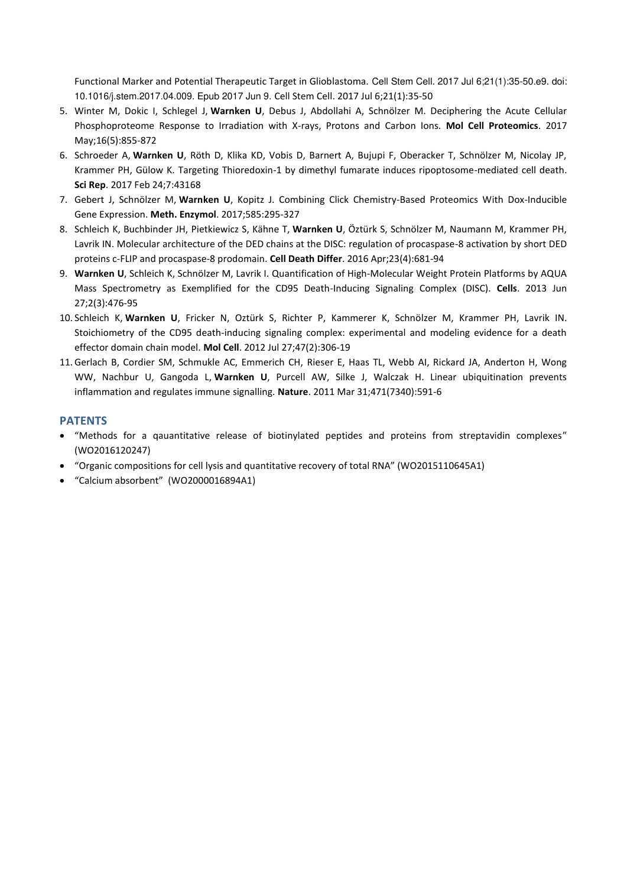Functional Marker and Potential Therapeutic Target in Glioblastoma. Cell Stem Cell. 2017 Jul 6;21(1):35-50.e9. doi: 10.1016/j.stem.2017.04.009. Epub 2017 Jun 9. Cell Stem Cell. 2017 Jul 6;21(1):35-50

5. Winter M, Dokic I, Schlegel J, **Warnken U**, Debus J, Abdollahi A, Schnölzer M. Deciphering the Acute Cellular Phosphoproteome Response to Irradiation with X-rays, Protons and Carbon Ions. **Mol Cell Proteomics**. 2017 May;16(5):855-872
6. Schroeder A, **Warnken U**, Röth D, Klika KD, Vobis D, Barnert A, Bujupi F, Oberacker T, Schnölzer M, Nicolay JP, Krammer PH, Gülow K. Targeting Thioredoxin-1 by dimethyl fumarate induces ripoptosome-mediated cell death. **Sci Rep**. 2017 Feb 24;7:43168
7. Gebert J, Schnölzer M, **Warnken U**, Kopitz J. Combining Click Chemistry-Based Proteomics With Dox-Inducible Gene Expression. **Meth. Enzymol**. 2017;585:295-327
8. Schleich K, Buchbinder JH, Pietkiewicz S, Kähne T, **Warnken U**, Öztürk S, Schnölzer M, Naumann M, Krammer PH, Lavrik IN. Molecular architecture of the DED chains at the DISC: regulation of procaspase-8 activation by short DED proteins c-FLIP and procaspase-8 prodomain. **Cell Death Differ**. 2016 Apr;23(4):681-94
9. **Warnken U**, Schleich K, Schnölzer M, Lavrik I. Quantification of High-Molecular Weight Protein Platforms by AQUA Mass Spectrometry as Exemplified for the CD95 Death-Inducing Signaling Complex (DISC). **Cells**. 2013 Jun 27;2(3):476-95
10. Schleich K, **Warnken U**, Fricker N, Oztürk S, Richter P, Kammerer K, Schnölzer M, Krammer PH, Lavrik IN. Stoichiometry of the CD95 death-inducing signaling complex: experimental and modeling evidence for a death effector domain chain model. **Mol Cell**. 2012 Jul 27;47(2):306-19
11. Gerlach B, Cordier SM, Schmukle AC, Emmerich CH, Rieser E, Haas TL, Webb AI, Rickard JA, Anderton H, Wong WW, Nachbur U, Gangoda L, **Warnken U**, Purcell AW, Silke J, Walczak H. Linear ubiquitination prevents inflammation and regulates immune signalling. **Nature**. 2011 Mar 31;471(7340):591-6

## PATENTS

- "Methods for a qauantitative release of biotinylated peptides and proteins from streptavidin complexes" (WO2016120247)
- "Organic compositions for cell lysis and quantitative recovery of total RNA" (WO2015110645A1)
- "Calcium absorbent" (WO2000016894A1)